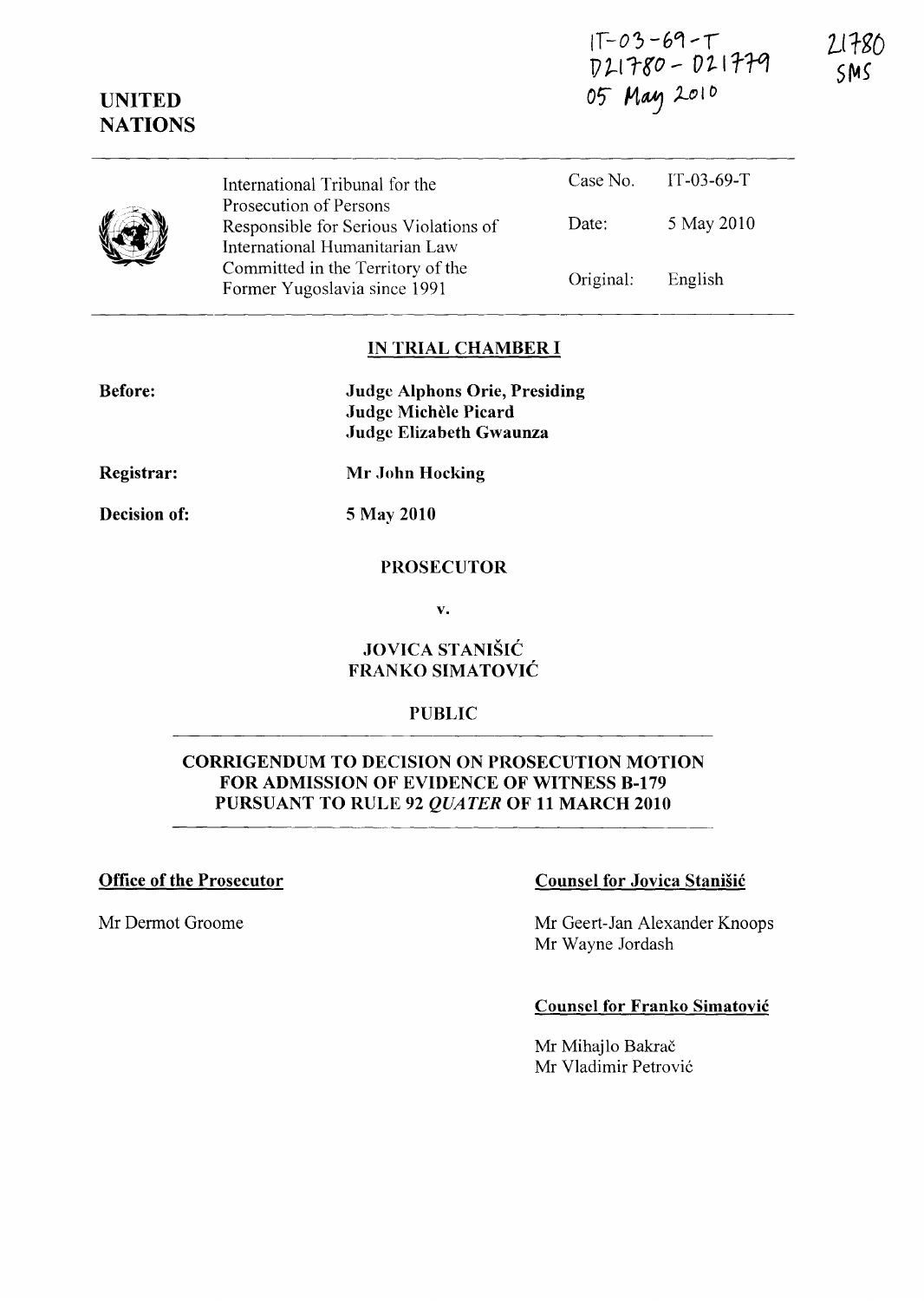IT-03-69-T
D21780 - D21779
05 May 2010

21780
SMS

**UNITED NATIONS**

| | | |
|---|---|---|
| International Tribunal for the Prosecution of Persons Responsible for Serious Violations of International Humanitarian Law Committed in the Territory of the Former Yugoslavia since 1991 | Case No. | IT-03-69-T |
| | Date: | 5 May 2010 |
| | Original: | English |

**IN TRIAL CHAMBER I**

**Before:** **Judge Alphons Orie, Presiding**
**Judge Michèle Picard**
**Judge Elizabeth Gwaunza**

**Registrar:** **Mr John Hocking**

**Decision of:** **5 May 2010**

**PROSECUTOR**

**v.**

**JOVICA STANIŠIĆ**
**FRANKO SIMATOVIĆ**

**PUBLIC**

**CORRIGENDUM TO DECISION ON PROSECUTION MOTION FOR ADMISSION OF EVIDENCE OF WITNESS B-179 PURSUANT TO RULE 92 *QUATER* OF 11 MARCH 2010**

**Office of the Prosecutor**

Mr Dermot Groome

**Counsel for Jovica Stanišić**

Mr Geert-Jan Alexander Knoops
Mr Wayne Jordash

**Counsel for Franko Simatović**

Mr Mihajlo Bakrač
Mr Vladimir Petrović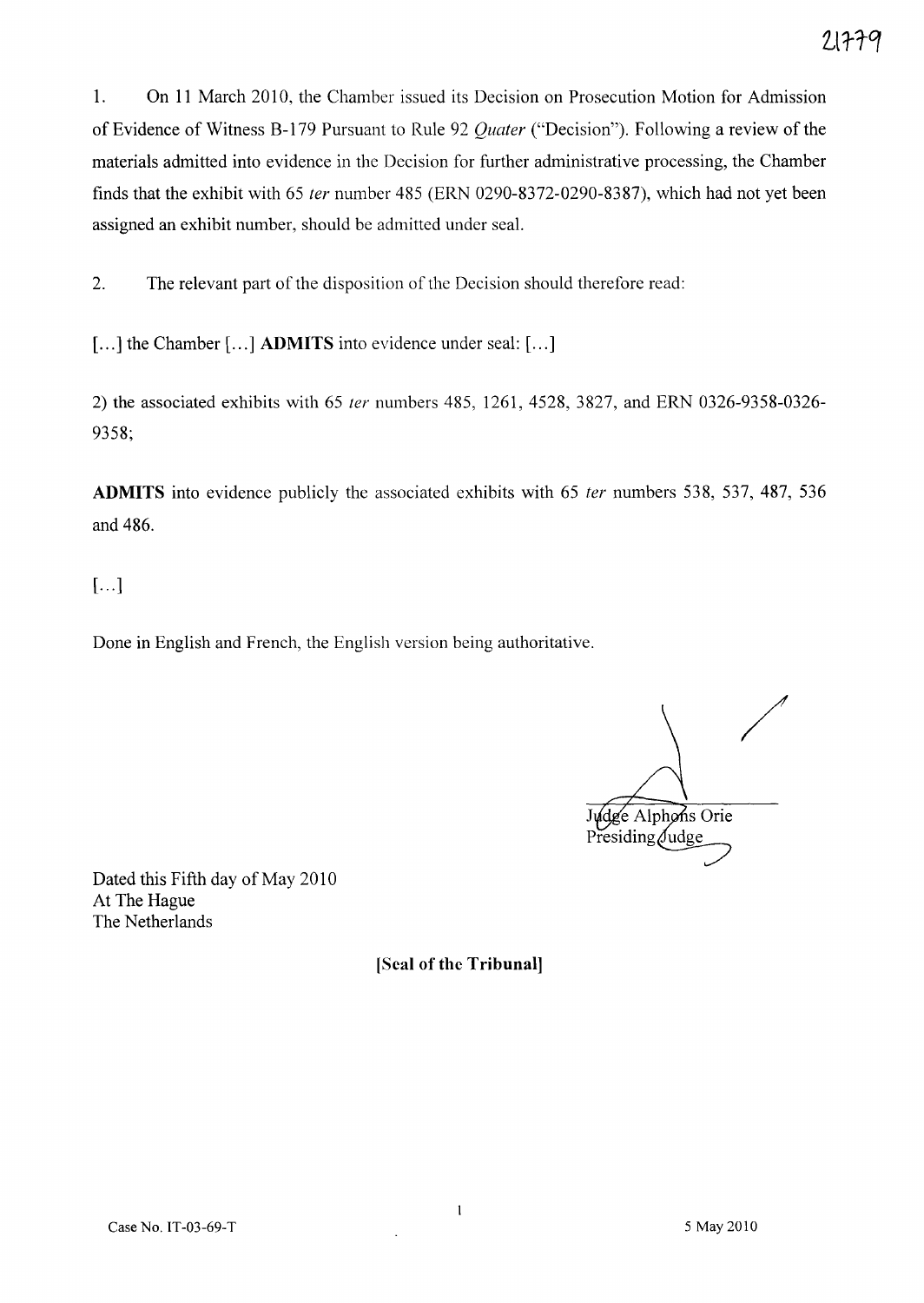1. On 11 March 2010, the Chamber issued its Decision on Prosecution Motion for Admission of Evidence of Witness B-179 Pursuant to Rule 92 *Quater* ("Decision"). Following a review of the materials admitted into evidence in the Decision for further administrative processing, the Chamber finds that the exhibit with 65 *ter* number 485 (ERN 0290-8372-0290-8387), which had not yet been assigned an exhibit number, should be admitted under seal.

2. The relevant part of the disposition of the Decision should therefore read:

[...] the Chamber [...] **ADMITS** into evidence under seal: [...]

2) the associated exhibits with 65 *ter* numbers 485, 1261, 4528, 3827, and ERN 0326-9358-0326-9358;

**ADMITS** into evidence publicly the associated exhibits with 65 *ter* numbers 538, 537, 487, 536 and 486.

[...]

Done in English and French, the English version being authoritative.

Judge Alphons Orie
Presiding Judge

Dated this Fifth day of May 2010
At The Hague
The Netherlands

**[Seal of the Tribunal]**